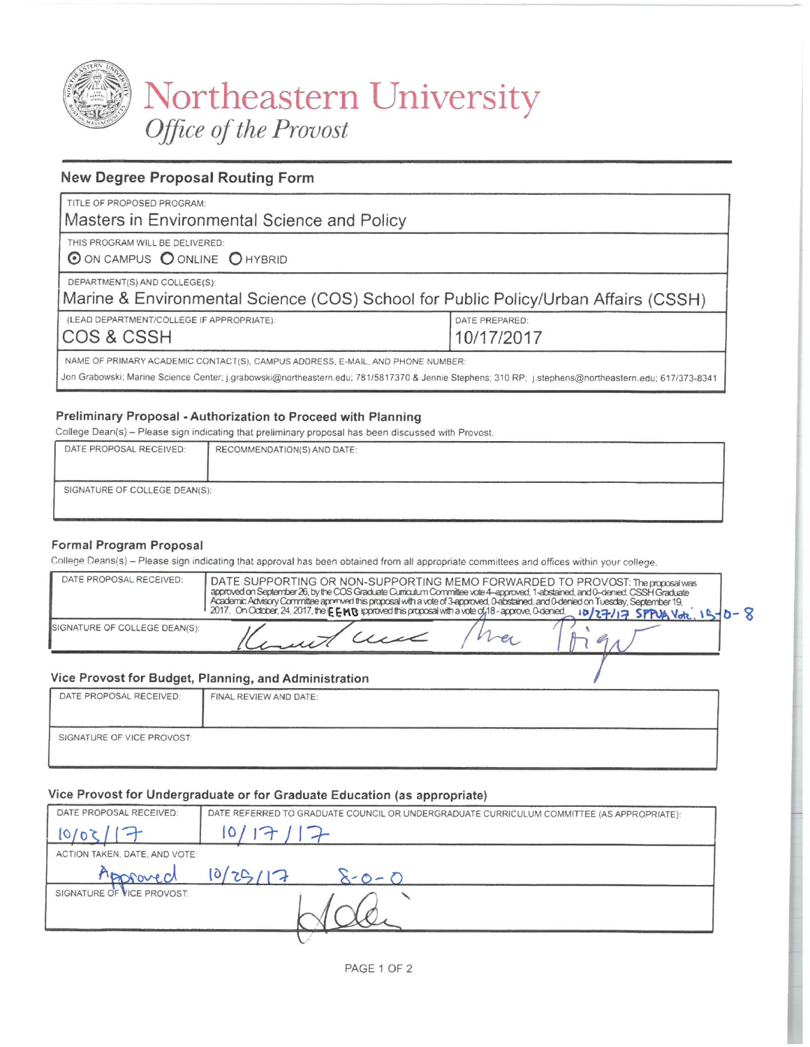# Northeastern University

*Office of the Provost*

## New Degree Proposal Routing Form

TITLE OF PROPOSED PROGRAM:
Masters in Environmental Science and Policy

THIS PROGRAM WILL BE DELIVERED:
(•) ON CAMPUS ( ) ONLINE ( ) HYBRID

DEPARTMENT(S) AND COLLEGE(S):
Marine & Environmental Science (COS) School for Public Policy/Urban Affairs (CSSH)

| (LEAD DEPARTMENT/COLLEGE IF APPROPRIATE): | DATE PREPARED: |
|---|---|
| COS & CSSH | 10/17/2017 |

NAME OF PRIMARY ACADEMIC CONTACT(S), CAMPUS ADDRESS, E-MAIL, AND PHONE NUMBER:
Jon Grabowski; Marine Science Center; j.grabowski@northeastern.edu; 781/5817370 & Jennie Stephens; 310 RP; j.stephens@northeastern.edu; 617/373-8341

### Preliminary Proposal - Authorization to Proceed with Planning

College Dean(s) – Please sign indicating that preliminary proposal has been discussed with Provost.

| DATE PROPOSAL RECEIVED: | RECOMMENDATION(S) AND DATE: |
|---|---|
| SIGNATURE OF COLLEGE DEAN(S): | |

### Formal Program Proposal

College Deans(s) – Please sign indicating that approval has been obtained from all appropriate committees and offices within your college.

| DATE PROPOSAL RECEIVED: | DATE SUPPORTING OR NON-SUPPORTING MEMO FORWARDED TO PROVOST: The proposal was approved on September 26, by the COS Graduate Curriculum Committee vote 4-approved, 1-abstained, and 0-denied. CSSH Graduate Academic Advisory Committee approved this proposal with a vote of 3-approved, 0-abstained, and 0-denied on Tuesday, September 19, 2017. On October, 24, 2017, the EEMB approved this proposal with a vote of 18 - approve, 0-denied. 10/27/17 SPPUA Vote: 15-0-8 |
|---|---|
| SIGNATURE OF COLLEGE DEAN(S): | [signatures] |

### Vice Provost for Budget, Planning, and Administration

| DATE PROPOSAL RECEIVED: | FINAL REVIEW AND DATE: |
|---|---|
| SIGNATURE OF VICE PROVOST: | |

### Vice Provost for Undergraduate or for Graduate Education (as appropriate)

| DATE PROPOSAL RECEIVED: | DATE REFERRED TO GRADUATE COUNCIL OR UNDERGRADUATE CURRICULUM COMMITTEE (AS APPROPRIATE): |
|---|---|
| 10/03/17 | 10/17/17 |
| ACTION TAKEN, DATE, AND VOTE: Approved 10/25/17 8-0-0 | |
| SIGNATURE OF VICE PROVOST: [signature] | |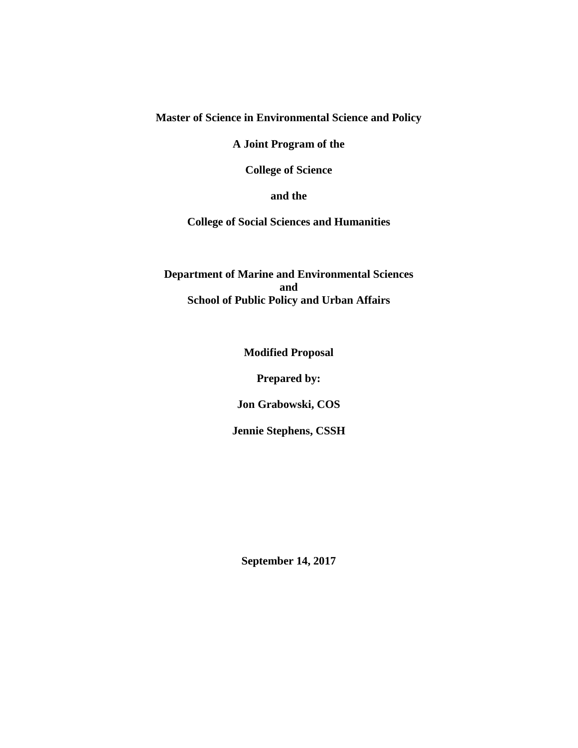**Master of Science in Environmental Science and Policy**

**A Joint Program of the**

**College of Science**

**and the**

**College of Social Sciences and Humanities**

**Department of Marine and Environmental Sciences**
**and**
**School of Public Policy and Urban Affairs**

**Modified Proposal**

**Prepared by:**

**Jon Grabowski, COS**

**Jennie Stephens, CSSH**

**September 14, 2017**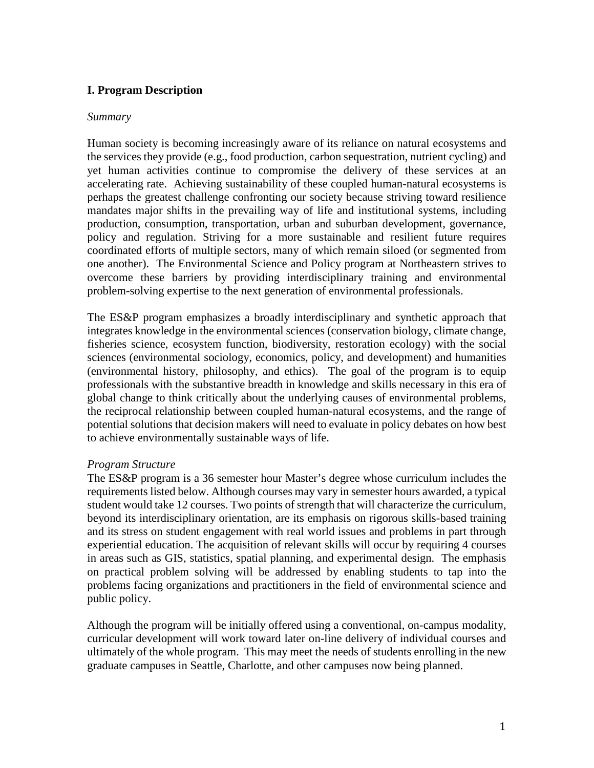## I. Program Description

*Summary*

Human society is becoming increasingly aware of its reliance on natural ecosystems and the services they provide (e.g., food production, carbon sequestration, nutrient cycling) and yet human activities continue to compromise the delivery of these services at an accelerating rate. Achieving sustainability of these coupled human-natural ecosystems is perhaps the greatest challenge confronting our society because striving toward resilience mandates major shifts in the prevailing way of life and institutional systems, including production, consumption, transportation, urban and suburban development, governance, policy and regulation. Striving for a more sustainable and resilient future requires coordinated efforts of multiple sectors, many of which remain siloed (or segmented from one another). The Environmental Science and Policy program at Northeastern strives to overcome these barriers by providing interdisciplinary training and environmental problem-solving expertise to the next generation of environmental professionals.

The ES&P program emphasizes a broadly interdisciplinary and synthetic approach that integrates knowledge in the environmental sciences (conservation biology, climate change, fisheries science, ecosystem function, biodiversity, restoration ecology) with the social sciences (environmental sociology, economics, policy, and development) and humanities (environmental history, philosophy, and ethics). The goal of the program is to equip professionals with the substantive breadth in knowledge and skills necessary in this era of global change to think critically about the underlying causes of environmental problems, the reciprocal relationship between coupled human-natural ecosystems, and the range of potential solutions that decision makers will need to evaluate in policy debates on how best to achieve environmentally sustainable ways of life.

*Program Structure*

The ES&P program is a 36 semester hour Master's degree whose curriculum includes the requirements listed below. Although courses may vary in semester hours awarded, a typical student would take 12 courses. Two points of strength that will characterize the curriculum, beyond its interdisciplinary orientation, are its emphasis on rigorous skills-based training and its stress on student engagement with real world issues and problems in part through experiential education. The acquisition of relevant skills will occur by requiring 4 courses in areas such as GIS, statistics, spatial planning, and experimental design. The emphasis on practical problem solving will be addressed by enabling students to tap into the problems facing organizations and practitioners in the field of environmental science and public policy.

Although the program will be initially offered using a conventional, on-campus modality, curricular development will work toward later on-line delivery of individual courses and ultimately of the whole program. This may meet the needs of students enrolling in the new graduate campuses in Seattle, Charlotte, and other campuses now being planned.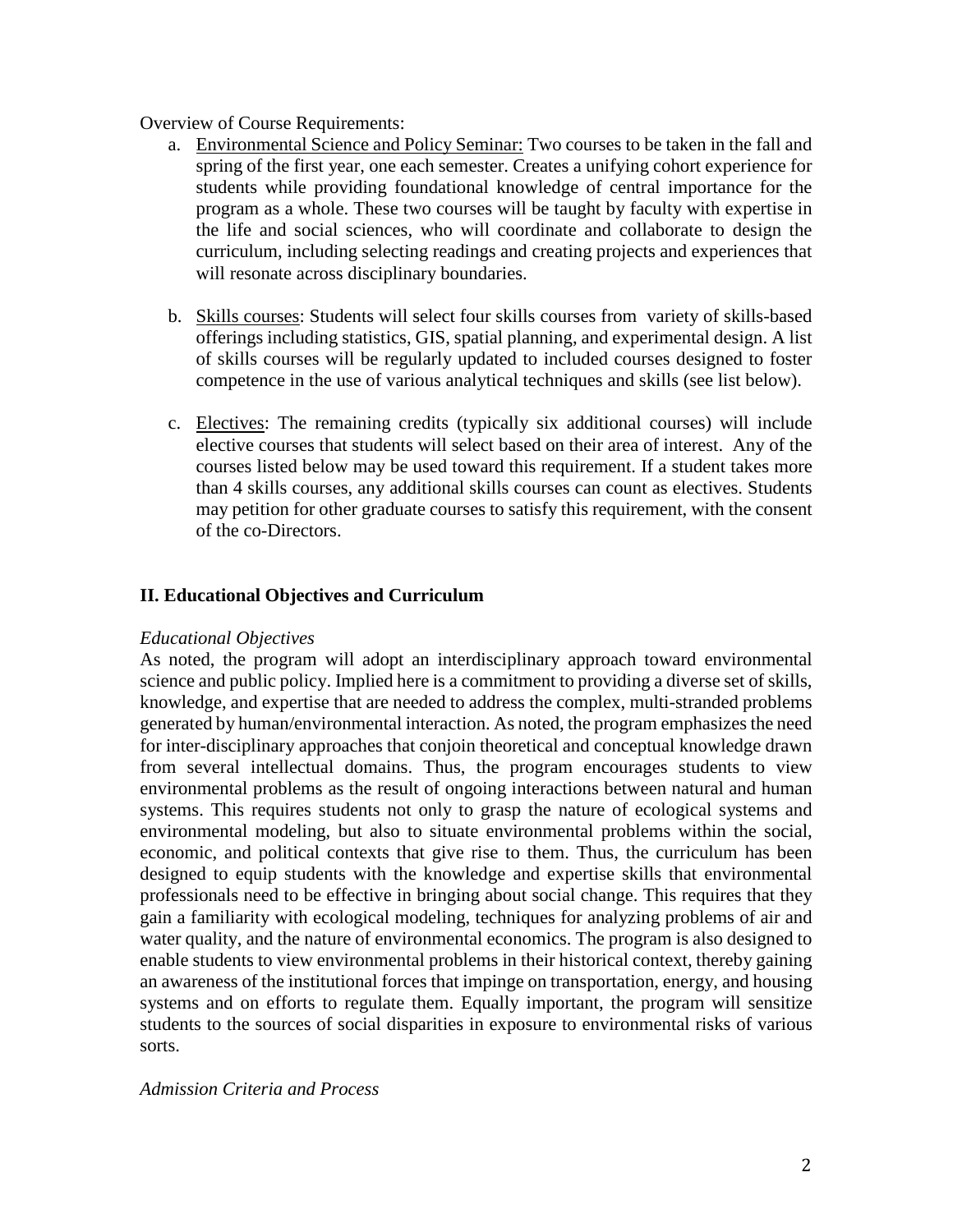Overview of Course Requirements:

a. Environmental Science and Policy Seminar: Two courses to be taken in the fall and spring of the first year, one each semester. Creates a unifying cohort experience for students while providing foundational knowledge of central importance for the program as a whole. These two courses will be taught by faculty with expertise in the life and social sciences, who will coordinate and collaborate to design the curriculum, including selecting readings and creating projects and experiences that will resonate across disciplinary boundaries.

b. Skills courses: Students will select four skills courses from variety of skills-based offerings including statistics, GIS, spatial planning, and experimental design. A list of skills courses will be regularly updated to included courses designed to foster competence in the use of various analytical techniques and skills (see list below).

c. Electives: The remaining credits (typically six additional courses) will include elective courses that students will select based on their area of interest. Any of the courses listed below may be used toward this requirement. If a student takes more than 4 skills courses, any additional skills courses can count as electives. Students may petition for other graduate courses to satisfy this requirement, with the consent of the co-Directors.

## II. Educational Objectives and Curriculum

*Educational Objectives*

As noted, the program will adopt an interdisciplinary approach toward environmental science and public policy. Implied here is a commitment to providing a diverse set of skills, knowledge, and expertise that are needed to address the complex, multi-stranded problems generated by human/environmental interaction. As noted, the program emphasizes the need for inter-disciplinary approaches that conjoin theoretical and conceptual knowledge drawn from several intellectual domains. Thus, the program encourages students to view environmental problems as the result of ongoing interactions between natural and human systems. This requires students not only to grasp the nature of ecological systems and environmental modeling, but also to situate environmental problems within the social, economic, and political contexts that give rise to them. Thus, the curriculum has been designed to equip students with the knowledge and expertise skills that environmental professionals need to be effective in bringing about social change. This requires that they gain a familiarity with ecological modeling, techniques for analyzing problems of air and water quality, and the nature of environmental economics. The program is also designed to enable students to view environmental problems in their historical context, thereby gaining an awareness of the institutional forces that impinge on transportation, energy, and housing systems and on efforts to regulate them. Equally important, the program will sensitize students to the sources of social disparities in exposure to environmental risks of various sorts.

*Admission Criteria and Process*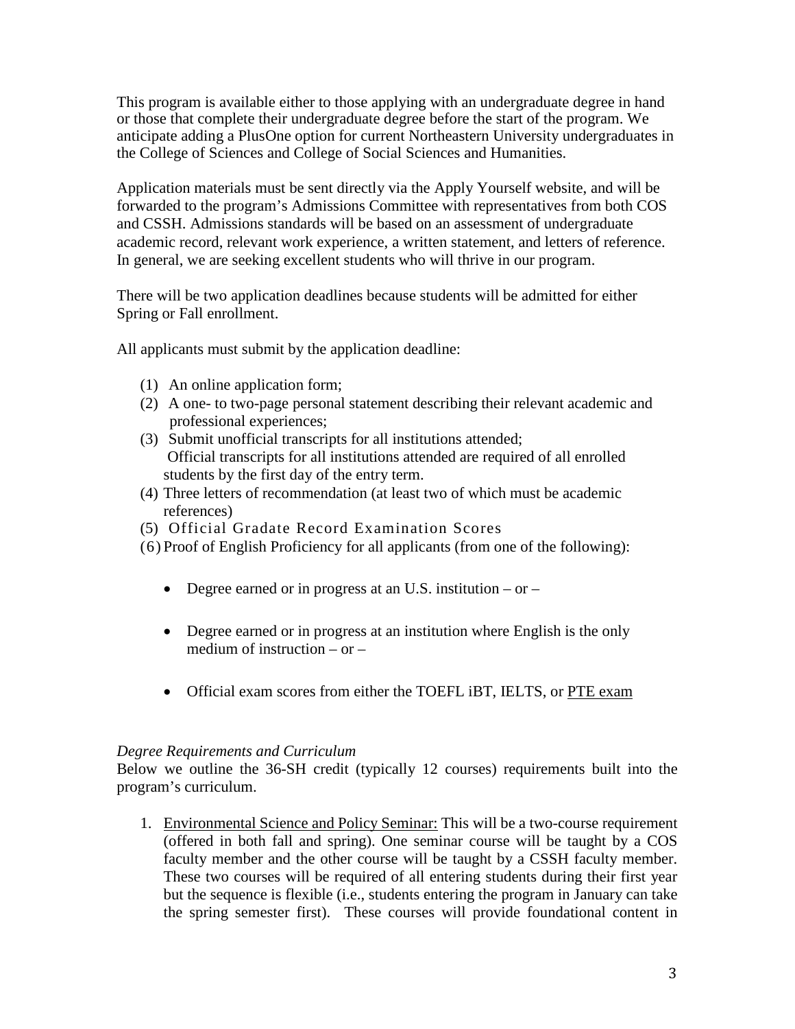This program is available either to those applying with an undergraduate degree in hand or those that complete their undergraduate degree before the start of the program. We anticipate adding a PlusOne option for current Northeastern University undergraduates in the College of Sciences and College of Social Sciences and Humanities.

Application materials must be sent directly via the Apply Yourself website, and will be forwarded to the program's Admissions Committee with representatives from both COS and CSSH. Admissions standards will be based on an assessment of undergraduate academic record, relevant work experience, a written statement, and letters of reference. In general, we are seeking excellent students who will thrive in our program.

There will be two application deadlines because students will be admitted for either Spring or Fall enrollment.

All applicants must submit by the application deadline:

(1) An online application form;
(2) A one- to two-page personal statement describing their relevant academic and professional experiences;
(3) Submit unofficial transcripts for all institutions attended;
 Official transcripts for all institutions attended are required of all enrolled students by the first day of the entry term.
(4) Three letters of recommendation (at least two of which must be academic references)
(5) Official Gradate Record Examination Scores
(6) Proof of English Proficiency for all applicants (from one of the following):

- Degree earned or in progress at an U.S. institution – or –
- Degree earned or in progress at an institution where English is the only medium of instruction – or –
- Official exam scores from either the TOEFL iBT, IELTS, or PTE exam

*Degree Requirements and Curriculum*

Below we outline the 36-SH credit (typically 12 courses) requirements built into the program's curriculum.

1. Environmental Science and Policy Seminar: This will be a two-course requirement (offered in both fall and spring). One seminar course will be taught by a COS faculty member and the other course will be taught by a CSSH faculty member. These two courses will be required of all entering students during their first year but the sequence is flexible (i.e., students entering the program in January can take the spring semester first). These courses will provide foundational content in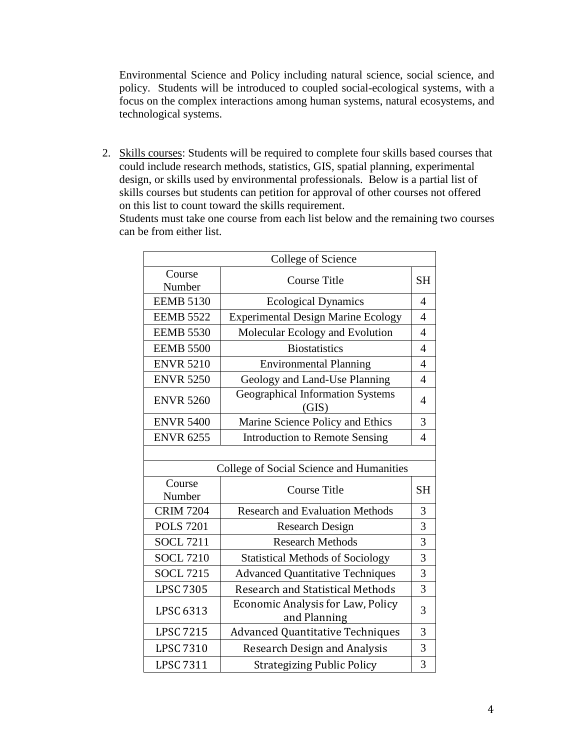Environmental Science and Policy including natural science, social science, and policy. Students will be introduced to coupled social-ecological systems, with a focus on the complex interactions among human systems, natural ecosystems, and technological systems.

2. Skills courses: Students will be required to complete four skills based courses that could include research methods, statistics, GIS, spatial planning, experimental design, or skills used by environmental professionals. Below is a partial list of skills courses but students can petition for approval of other courses not offered on this list to count toward the skills requirement.
   Students must take one course from each list below and the remaining two courses can be from either list.

| College of Science | | |
|---|---|---|
| Course Number | Course Title | SH |
| EEMB 5130 | Ecological Dynamics | 4 |
| EEMB 5522 | Experimental Design Marine Ecology | 4 |
| EEMB 5530 | Molecular Ecology and Evolution | 4 |
| EEMB 5500 | Biostatistics | 4 |
| ENVR 5210 | Environmental Planning | 4 |
| ENVR 5250 | Geology and Land-Use Planning | 4 |
| ENVR 5260 | Geographical Information Systems (GIS) | 4 |
| ENVR 5400 | Marine Science Policy and Ethics | 3 |
| ENVR 6255 | Introduction to Remote Sensing | 4 |

| College of Social Science and Humanities | | |
|---|---|---|
| Course Number | Course Title | SH |
| CRIM 7204 | Research and Evaluation Methods | 3 |
| POLS 7201 | Research Design | 3 |
| SOCL 7211 | Research Methods | 3 |
| SOCL 7210 | Statistical Methods of Sociology | 3 |
| SOCL 7215 | Advanced Quantitative Techniques | 3 |
| LPSC 7305 | Research and Statistical Methods | 3 |
| LPSC 6313 | Economic Analysis for Law, Policy and Planning | 3 |
| LPSC 7215 | Advanced Quantitative Techniques | 3 |
| LPSC 7310 | Research Design and Analysis | 3 |
| LPSC 7311 | Strategizing Public Policy | 3 |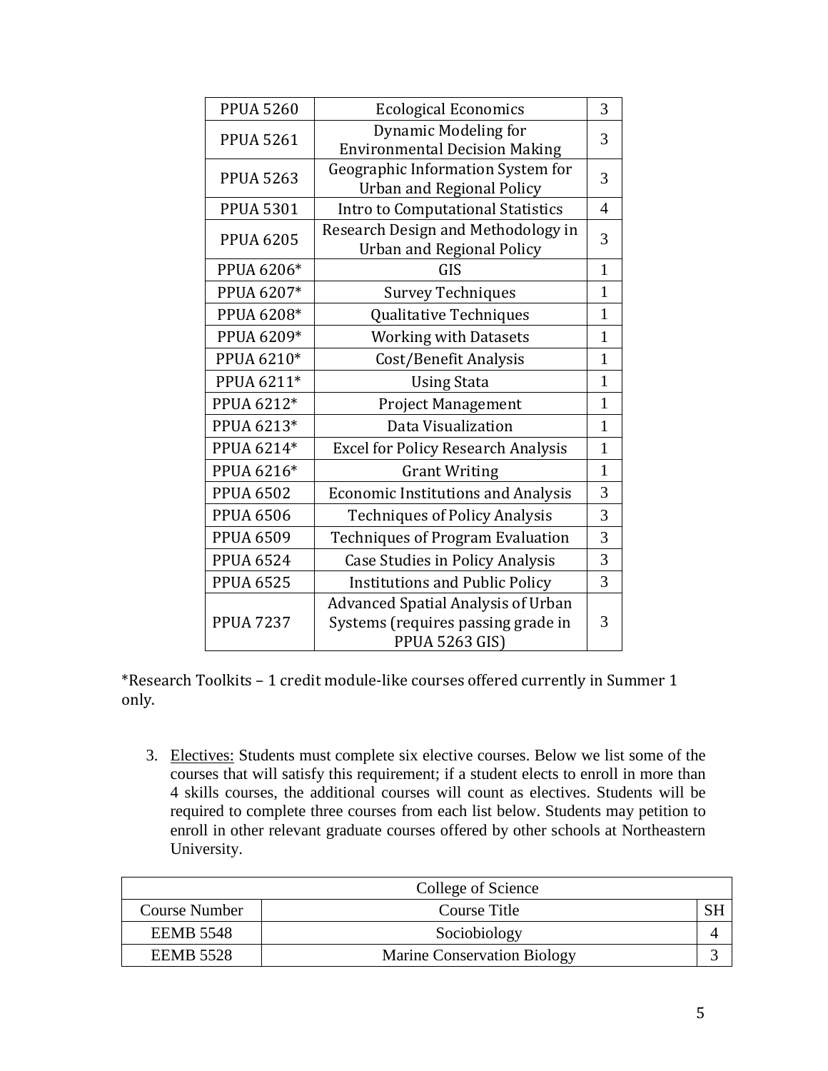| | | |
|---|---|---|
| PPUA 5260 | Ecological Economics | 3 |
| PPUA 5261 | Dynamic Modeling for Environmental Decision Making | 3 |
| PPUA 5263 | Geographic Information System for Urban and Regional Policy | 3 |
| PPUA 5301 | Intro to Computational Statistics | 4 |
| PPUA 6205 | Research Design and Methodology in Urban and Regional Policy | 3 |
| PPUA 6206* | GIS | 1 |
| PPUA 6207* | Survey Techniques | 1 |
| PPUA 6208* | Qualitative Techniques | 1 |
| PPUA 6209* | Working with Datasets | 1 |
| PPUA 6210* | Cost/Benefit Analysis | 1 |
| PPUA 6211* | Using Stata | 1 |
| PPUA 6212* | Project Management | 1 |
| PPUA 6213* | Data Visualization | 1 |
| PPUA 6214* | Excel for Policy Research Analysis | 1 |
| PPUA 6216* | Grant Writing | 1 |
| PPUA 6502 | Economic Institutions and Analysis | 3 |
| PPUA 6506 | Techniques of Policy Analysis | 3 |
| PPUA 6509 | Techniques of Program Evaluation | 3 |
| PPUA 6524 | Case Studies in Policy Analysis | 3 |
| PPUA 6525 | Institutions and Public Policy | 3 |
| PPUA 7237 | Advanced Spatial Analysis of Urban Systems (requires passing grade in PPUA 5263 GIS) | 3 |

*Research Toolkits – 1 credit module-like courses offered currently in Summer 1 only.

3. Electives: Students must complete six elective courses. Below we list some of the courses that will satisfy this requirement; if a student elects to enroll in more than 4 skills courses, the additional courses will count as electives. Students will be required to complete three courses from each list below. Students may petition to enroll in other relevant graduate courses offered by other schools at Northeastern University.

| College of Science | | |
|---|---|---|
| Course Number | Course Title | SH |
| EEMB 5548 | Sociobiology | 4 |
| EEMB 5528 | Marine Conservation Biology | 3 |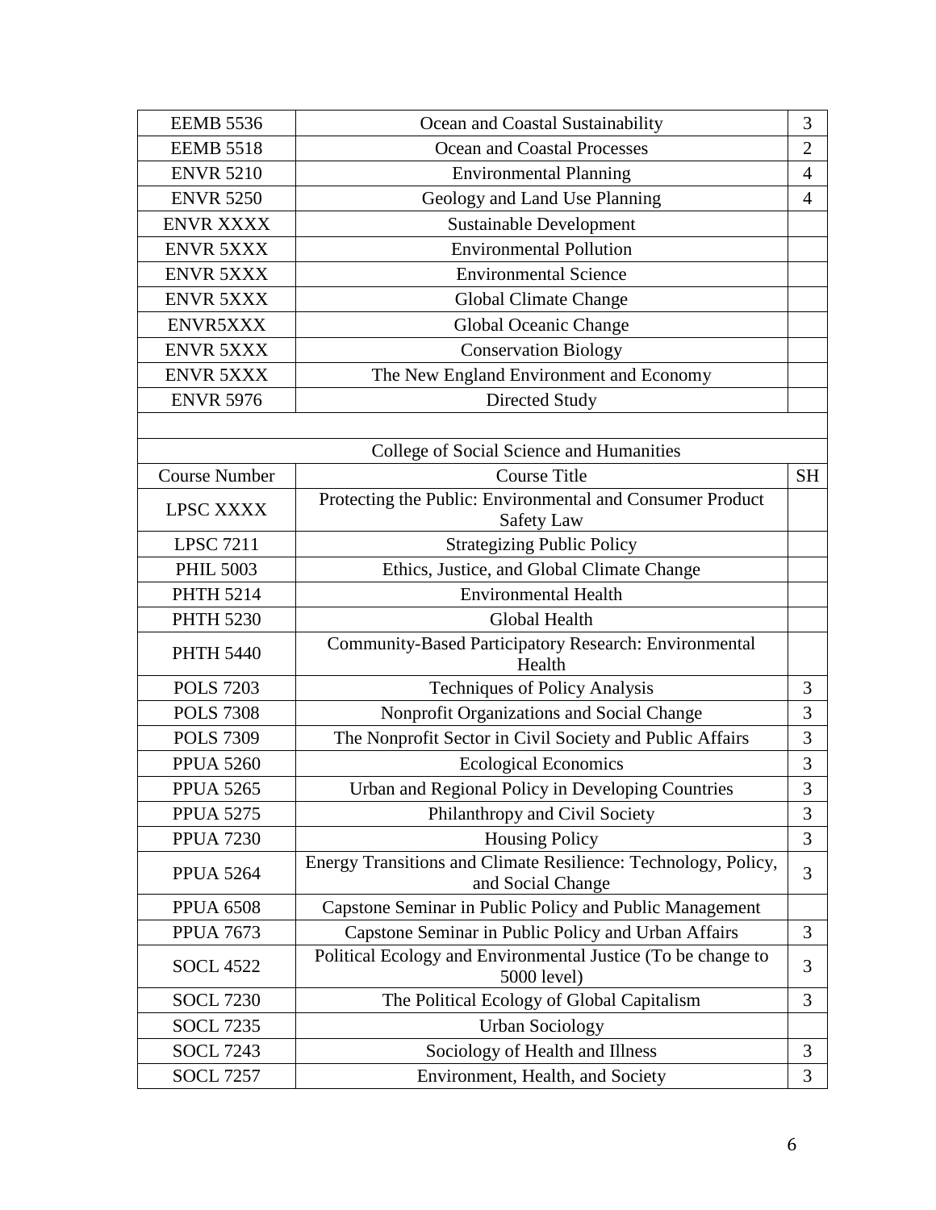| | | |
|---|---|---|
| EEMB 5536 | Ocean and Coastal Sustainability | 3 |
| EEMB 5518 | Ocean and Coastal Processes | 2 |
| ENVR 5210 | Environmental Planning | 4 |
| ENVR 5250 | Geology and Land Use Planning | 4 |
| ENVR XXXX | Sustainable Development | |
| ENVR 5XXX | Environmental Pollution | |
| ENVR 5XXX | Environmental Science | |
| ENVR 5XXX | Global Climate Change | |
| ENVR5XXX | Global Oceanic Change | |
| ENVR 5XXX | Conservation Biology | |
| ENVR 5XXX | The New England Environment and Economy | |
| ENVR 5976 | Directed Study | |
| | | |
| | College of Social Science and Humanities | |
| Course Number | Course Title | SH |
| LPSC XXXX | Protecting the Public: Environmental and Consumer Product Safety Law | |
| LPSC 7211 | Strategizing Public Policy | |
| PHIL 5003 | Ethics, Justice, and Global Climate Change | |
| PHTH 5214 | Environmental Health | |
| PHTH 5230 | Global Health | |
| PHTH 5440 | Community-Based Participatory Research: Environmental Health | |
| POLS 7203 | Techniques of Policy Analysis | 3 |
| POLS 7308 | Nonprofit Organizations and Social Change | 3 |
| POLS 7309 | The Nonprofit Sector in Civil Society and Public Affairs | 3 |
| PPUA 5260 | Ecological Economics | 3 |
| PPUA 5265 | Urban and Regional Policy in Developing Countries | 3 |
| PPUA 5275 | Philanthropy and Civil Society | 3 |
| PPUA 7230 | Housing Policy | 3 |
| PPUA 5264 | Energy Transitions and Climate Resilience: Technology, Policy, and Social Change | 3 |
| PPUA 6508 | Capstone Seminar in Public Policy and Public Management | |
| PPUA 7673 | Capstone Seminar in Public Policy and Urban Affairs | 3 |
| SOCL 4522 | Political Ecology and Environmental Justice (To be change to 5000 level) | 3 |
| SOCL 7230 | The Political Ecology of Global Capitalism | 3 |
| SOCL 7235 | Urban Sociology | |
| SOCL 7243 | Sociology of Health and Illness | 3 |
| SOCL 7257 | Environment, Health, and Society | 3 |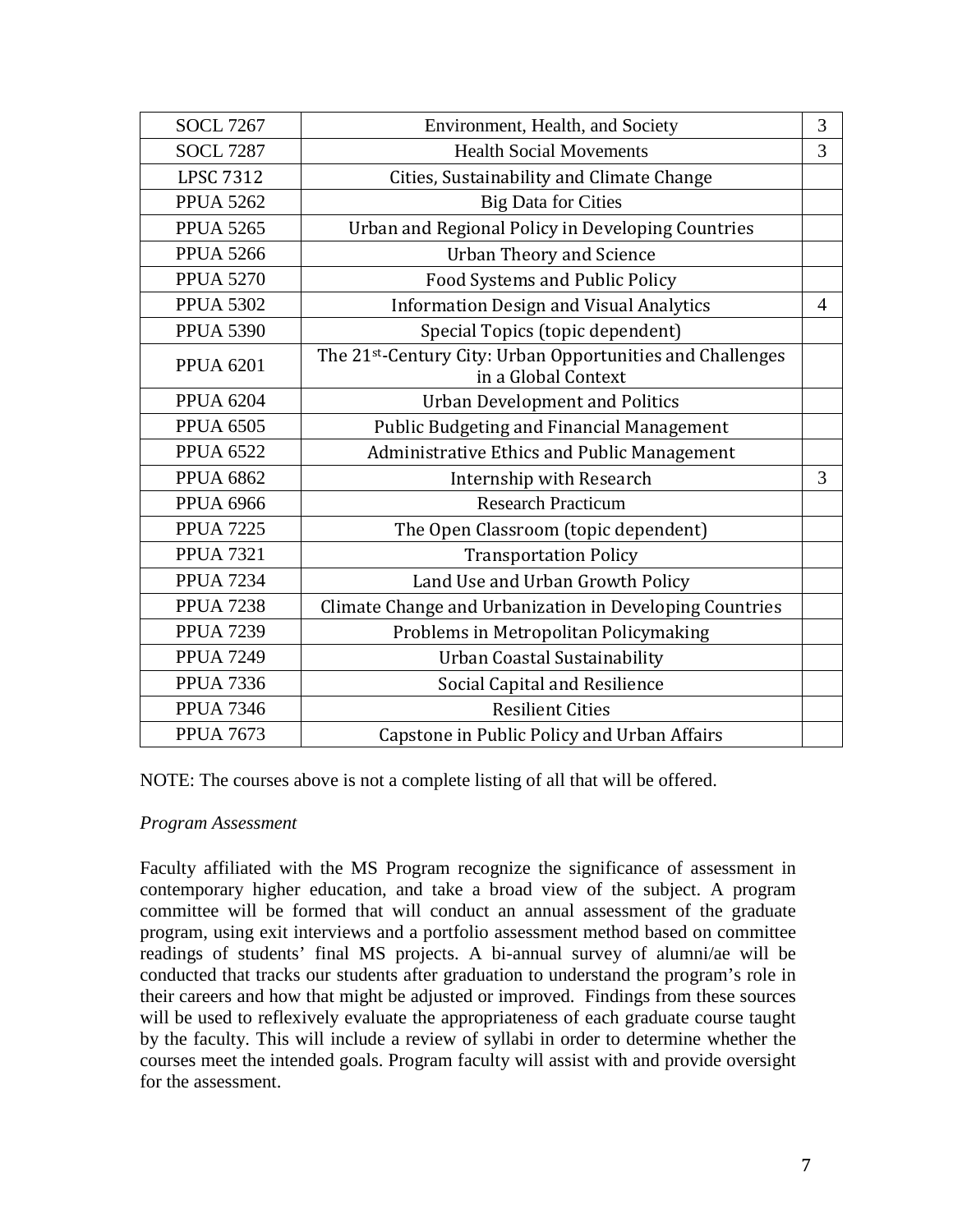| | | |
|---|---|---|
| SOCL 7267 | Environment, Health, and Society | 3 |
| SOCL 7287 | Health Social Movements | 3 |
| LPSC 7312 | Cities, Sustainability and Climate Change | |
| PPUA 5262 | Big Data for Cities | |
| PPUA 5265 | Urban and Regional Policy in Developing Countries | |
| PPUA 5266 | Urban Theory and Science | |
| PPUA 5270 | Food Systems and Public Policy | |
| PPUA 5302 | Information Design and Visual Analytics | 4 |
| PPUA 5390 | Special Topics (topic dependent) | |
| PPUA 6201 | The 21st-Century City: Urban Opportunities and Challenges in a Global Context | |
| PPUA 6204 | Urban Development and Politics | |
| PPUA 6505 | Public Budgeting and Financial Management | |
| PPUA 6522 | Administrative Ethics and Public Management | |
| PPUA 6862 | Internship with Research | 3 |
| PPUA 6966 | Research Practicum | |
| PPUA 7225 | The Open Classroom (topic dependent) | |
| PPUA 7321 | Transportation Policy | |
| PPUA 7234 | Land Use and Urban Growth Policy | |
| PPUA 7238 | Climate Change and Urbanization in Developing Countries | |
| PPUA 7239 | Problems in Metropolitan Policymaking | |
| PPUA 7249 | Urban Coastal Sustainability | |
| PPUA 7336 | Social Capital and Resilience | |
| PPUA 7346 | Resilient Cities | |
| PPUA 7673 | Capstone in Public Policy and Urban Affairs | |

NOTE: The courses above is not a complete listing of all that will be offered.

*Program Assessment*

Faculty affiliated with the MS Program recognize the significance of assessment in contemporary higher education, and take a broad view of the subject. A program committee will be formed that will conduct an annual assessment of the graduate program, using exit interviews and a portfolio assessment method based on committee readings of students' final MS projects. A bi-annual survey of alumni/ae will be conducted that tracks our students after graduation to understand the program's role in their careers and how that might be adjusted or improved. Findings from these sources will be used to reflexively evaluate the appropriateness of each graduate course taught by the faculty. This will include a review of syllabi in order to determine whether the courses meet the intended goals. Program faculty will assist with and provide oversight for the assessment.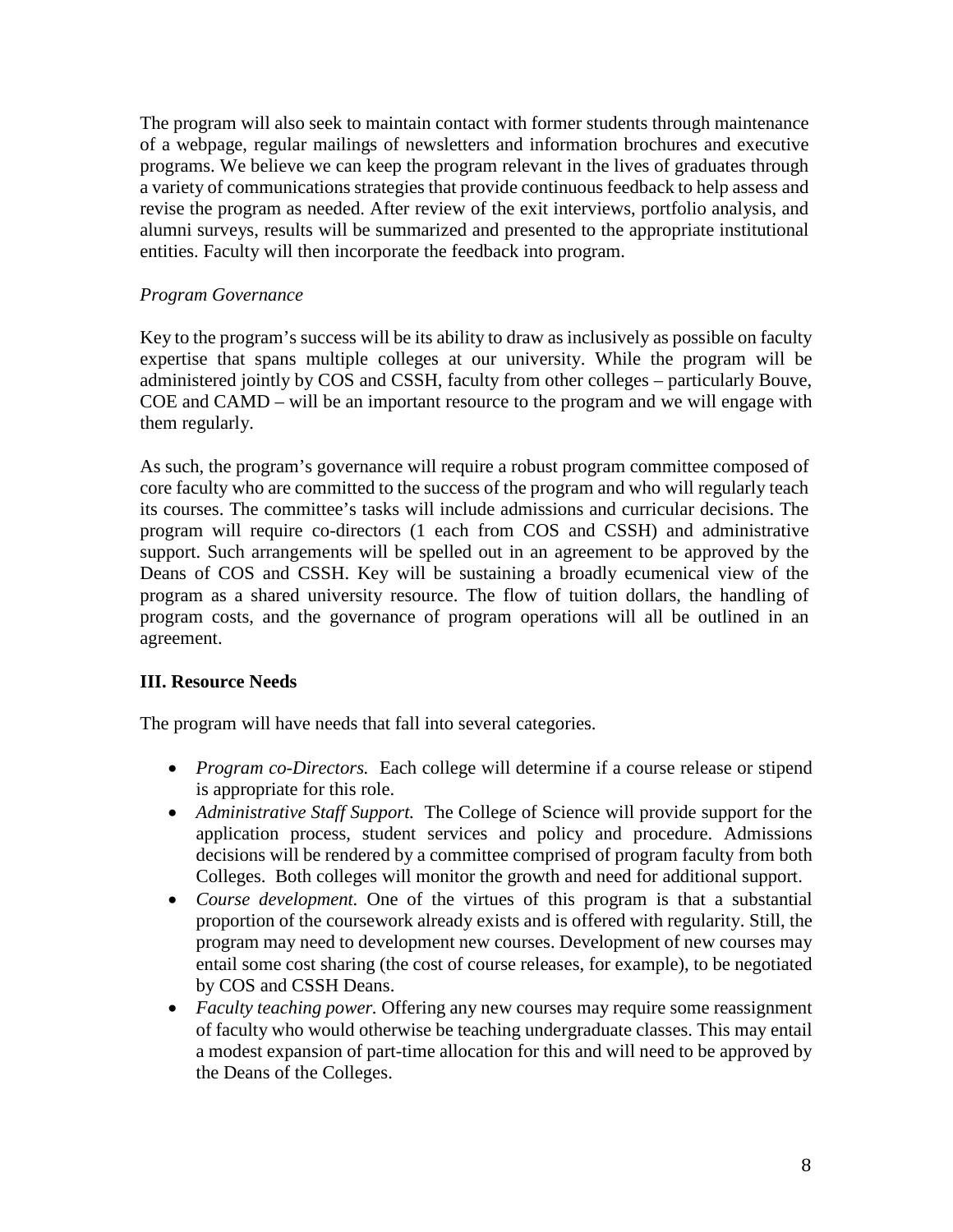The program will also seek to maintain contact with former students through maintenance of a webpage, regular mailings of newsletters and information brochures and executive programs. We believe we can keep the program relevant in the lives of graduates through a variety of communications strategies that provide continuous feedback to help assess and revise the program as needed. After review of the exit interviews, portfolio analysis, and alumni surveys, results will be summarized and presented to the appropriate institutional entities. Faculty will then incorporate the feedback into program.

*Program Governance*

Key to the program's success will be its ability to draw as inclusively as possible on faculty expertise that spans multiple colleges at our university. While the program will be administered jointly by COS and CSSH, faculty from other colleges – particularly Bouve, COE and CAMD – will be an important resource to the program and we will engage with them regularly.

As such, the program's governance will require a robust program committee composed of core faculty who are committed to the success of the program and who will regularly teach its courses. The committee's tasks will include admissions and curricular decisions. The program will require co-directors (1 each from COS and CSSH) and administrative support. Such arrangements will be spelled out in an agreement to be approved by the Deans of COS and CSSH. Key will be sustaining a broadly ecumenical view of the program as a shared university resource. The flow of tuition dollars, the handling of program costs, and the governance of program operations will all be outlined in an agreement.

## III. Resource Needs

The program will have needs that fall into several categories.

- *Program co-Directors.* Each college will determine if a course release or stipend is appropriate for this role.
- *Administrative Staff Support.* The College of Science will provide support for the application process, student services and policy and procedure. Admissions decisions will be rendered by a committee comprised of program faculty from both Colleges. Both colleges will monitor the growth and need for additional support.
- *Course development.* One of the virtues of this program is that a substantial proportion of the coursework already exists and is offered with regularity. Still, the program may need to development new courses. Development of new courses may entail some cost sharing (the cost of course releases, for example), to be negotiated by COS and CSSH Deans.
- *Faculty teaching power.* Offering any new courses may require some reassignment of faculty who would otherwise be teaching undergraduate classes. This may entail a modest expansion of part-time allocation for this and will need to be approved by the Deans of the Colleges.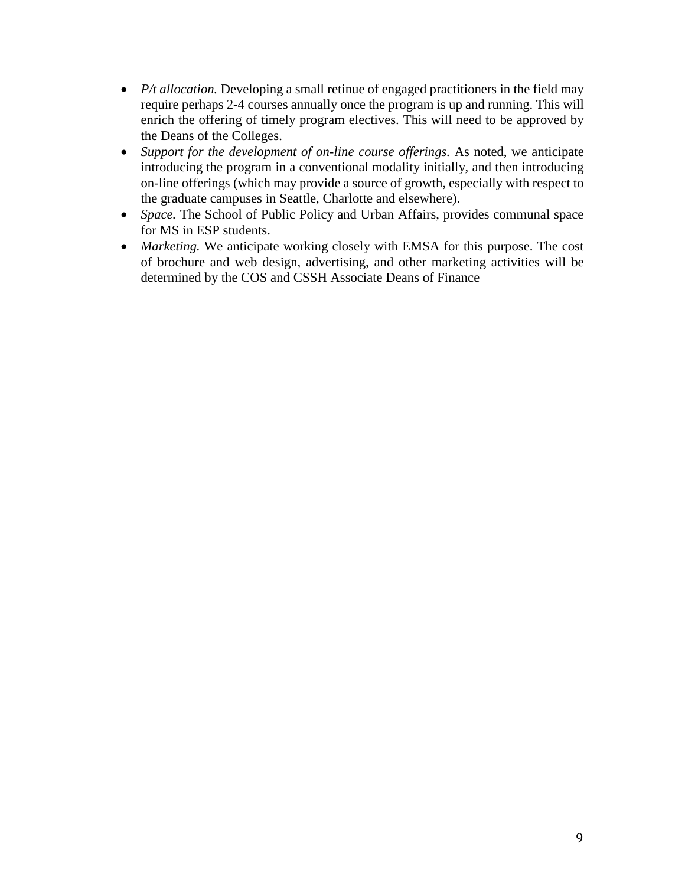- *P/t allocation.* Developing a small retinue of engaged practitioners in the field may require perhaps 2-4 courses annually once the program is up and running. This will enrich the offering of timely program electives. This will need to be approved by the Deans of the Colleges.
- *Support for the development of on-line course offerings.* As noted, we anticipate introducing the program in a conventional modality initially, and then introducing on-line offerings (which may provide a source of growth, especially with respect to the graduate campuses in Seattle, Charlotte and elsewhere).
- *Space.* The School of Public Policy and Urban Affairs, provides communal space for MS in ESP students.
- *Marketing.* We anticipate working closely with EMSA for this purpose. The cost of brochure and web design, advertising, and other marketing activities will be determined by the COS and CSSH Associate Deans of Finance